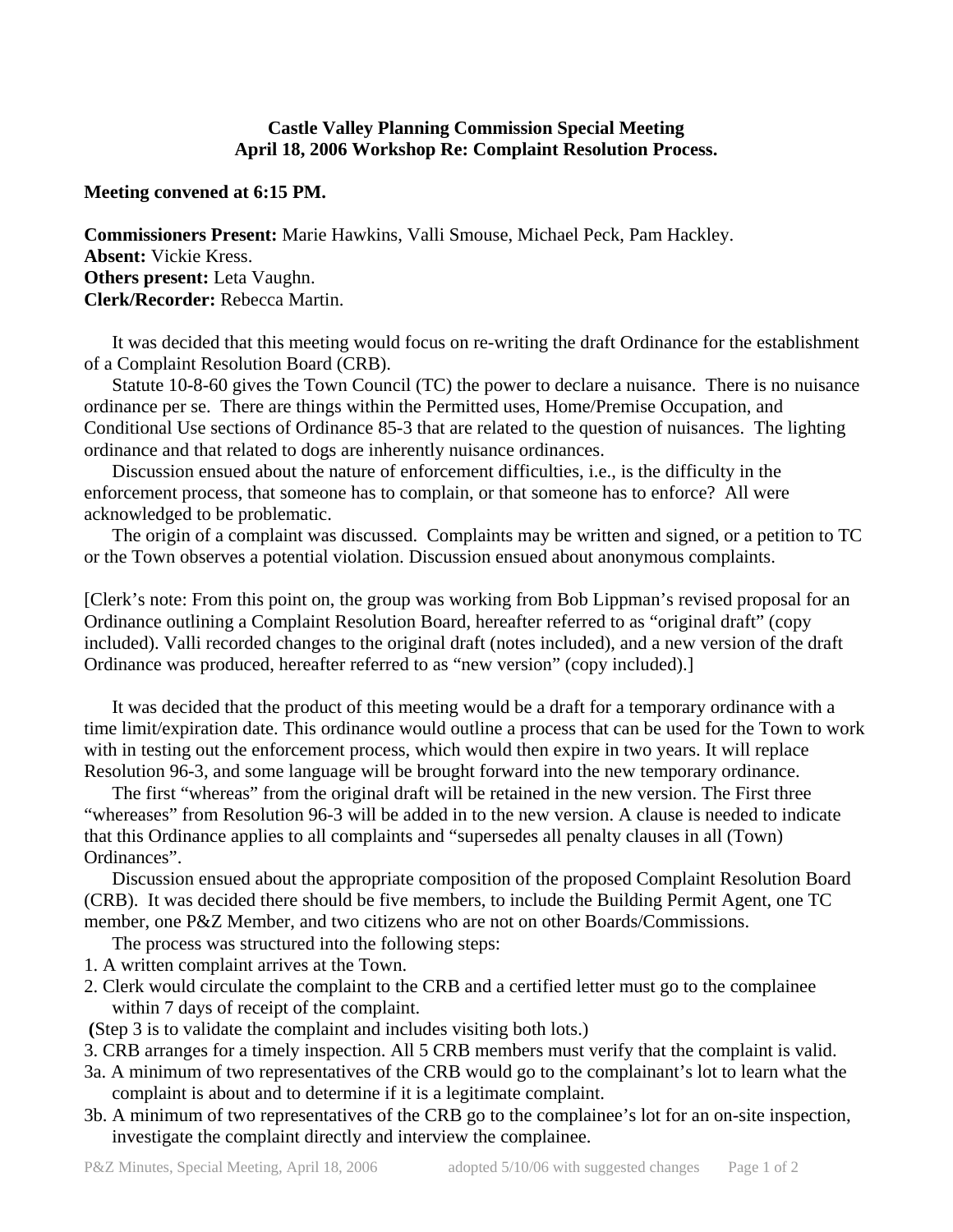**Castle Valley Planning Commission Special Meeting**
**April 18, 2006 Workshop Re: Complaint Resolution Process.**

**Meeting convened at 6:15 PM.**

**Commissioners Present:** Marie Hawkins, Valli Smouse, Michael Peck, Pam Hackley.
**Absent:** Vickie Kress.
**Others present:** Leta Vaughn.
**Clerk/Recorder:** Rebecca Martin.

It was decided that this meeting would focus on re-writing the draft Ordinance for the establishment of a Complaint Resolution Board (CRB).

Statute 10-8-60 gives the Town Council (TC) the power to declare a nuisance. There is no nuisance ordinance per se. There are things within the Permitted uses, Home/Premise Occupation, and Conditional Use sections of Ordinance 85-3 that are related to the question of nuisances. The lighting ordinance and that related to dogs are inherently nuisance ordinances.

Discussion ensued about the nature of enforcement difficulties, i.e., is the difficulty in the enforcement process, that someone has to complain, or that someone has to enforce? All were acknowledged to be problematic.

The origin of a complaint was discussed. Complaints may be written and signed, or a petition to TC or the Town observes a potential violation. Discussion ensued about anonymous complaints.

[Clerk's note: From this point on, the group was working from Bob Lippman's revised proposal for an Ordinance outlining a Complaint Resolution Board, hereafter referred to as "original draft" (copy included). Valli recorded changes to the original draft (notes included), and a new version of the draft Ordinance was produced, hereafter referred to as "new version" (copy included).]

It was decided that the product of this meeting would be a draft for a temporary ordinance with a time limit/expiration date. This ordinance would outline a process that can be used for the Town to work with in testing out the enforcement process, which would then expire in two years. It will replace Resolution 96-3, and some language will be brought forward into the new temporary ordinance.

The first "whereas" from the original draft will be retained in the new version. The First three "whereases" from Resolution 96-3 will be added in to the new version. A clause is needed to indicate that this Ordinance applies to all complaints and "supersedes all penalty clauses in all (Town) Ordinances".

Discussion ensued about the appropriate composition of the proposed Complaint Resolution Board (CRB). It was decided there should be five members, to include the Building Permit Agent, one TC member, one P&Z Member, and two citizens who are not on other Boards/Commissions.

The process was structured into the following steps:

1. A written complaint arrives at the Town.
2. Clerk would circulate the complaint to the CRB and a certified letter must go to the complainee within 7 days of receipt of the complaint.

(Step 3 is to validate the complaint and includes visiting both lots.)

3. CRB arranges for a timely inspection. All 5 CRB members must verify that the complaint is valid.

3a. A minimum of two representatives of the CRB would go to the complainant's lot to learn what the complaint is about and to determine if it is a legitimate complaint.

3b. A minimum of two representatives of the CRB go to the complainee's lot for an on-site inspection, investigate the complaint directly and interview the complainee.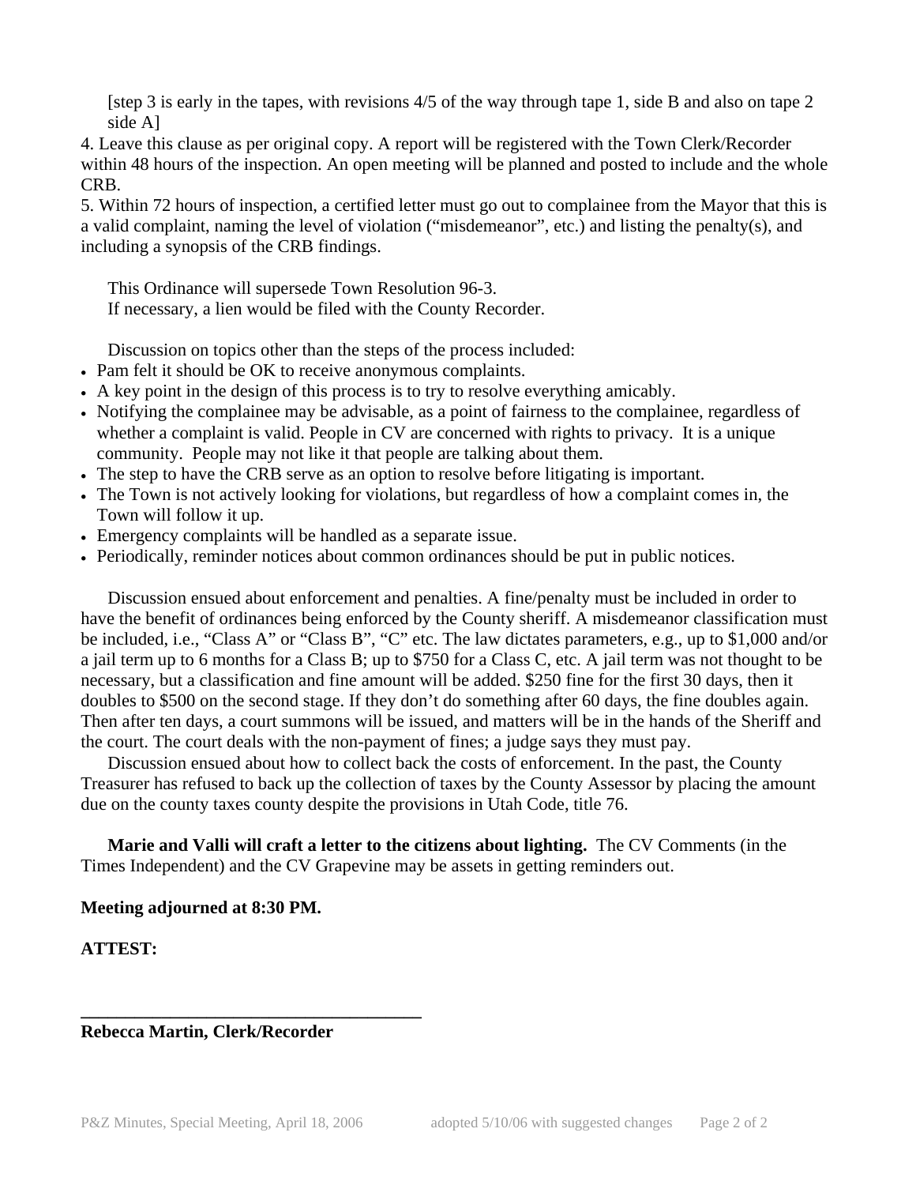[step 3 is early in the tapes, with revisions 4/5 of the way through tape 1, side B and also on tape 2 side A]

4. Leave this clause as per original copy. A report will be registered with the Town Clerk/Recorder within 48 hours of the inspection. An open meeting will be planned and posted to include and the whole CRB.

5. Within 72 hours of inspection, a certified letter must go out to complainee from the Mayor that this is a valid complaint, naming the level of violation ("misdemeanor", etc.) and listing the penalty(s), and including a synopsis of the CRB findings.

This Ordinance will supersede Town Resolution 96-3.
If necessary, a lien would be filed with the County Recorder.

Discussion on topics other than the steps of the process included:

- Pam felt it should be OK to receive anonymous complaints.
- A key point in the design of this process is to try to resolve everything amicably.
- Notifying the complainee may be advisable, as a point of fairness to the complainee, regardless of whether a complaint is valid. People in CV are concerned with rights to privacy. It is a unique community. People may not like it that people are talking about them.
- The step to have the CRB serve as an option to resolve before litigating is important.
- The Town is not actively looking for violations, but regardless of how a complaint comes in, the Town will follow it up.
- Emergency complaints will be handled as a separate issue.
- Periodically, reminder notices about common ordinances should be put in public notices.

Discussion ensued about enforcement and penalties. A fine/penalty must be included in order to have the benefit of ordinances being enforced by the County sheriff. A misdemeanor classification must be included, i.e., "Class A" or "Class B", "C" etc. The law dictates parameters, e.g., up to $1,000 and/or a jail term up to 6 months for a Class B; up to $750 for a Class C, etc. A jail term was not thought to be necessary, but a classification and fine amount will be added. $250 fine for the first 30 days, then it doubles to $500 on the second stage. If they don't do something after 60 days, the fine doubles again. Then after ten days, a court summons will be issued, and matters will be in the hands of the Sheriff and the court. The court deals with the non-payment of fines; a judge says they must pay.

Discussion ensued about how to collect back the costs of enforcement. In the past, the County Treasurer has refused to back up the collection of taxes by the County Assessor by placing the amount due on the county taxes county despite the provisions in Utah Code, title 76.

**Marie and Valli will craft a letter to the citizens about lighting.** The CV Comments (in the Times Independent) and the CV Grapevine may be assets in getting reminders out.

**Meeting adjourned at 8:30 PM.**

**ATTEST:**

\_\_\_\_\_\_\_\_\_\_\_\_\_\_\_\_\_\_\_\_\_\_\_\_\_\_\_\_\_\_\_\_\_\_\_\_\_\_

**Rebecca Martin, Clerk/Recorder**

P&Z Minutes, Special Meeting, April 18, 2006 adopted 5/10/06 with suggested changes